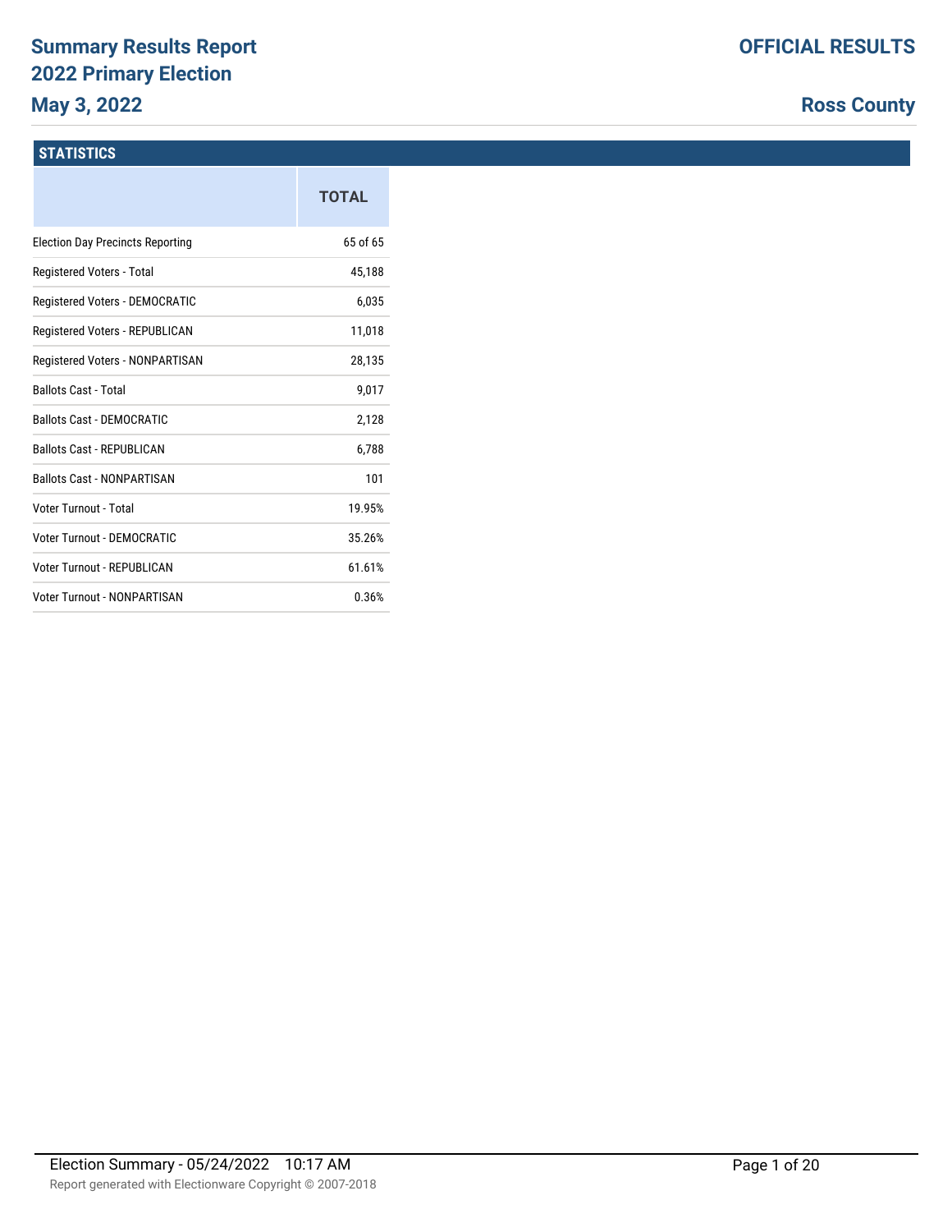# Summary Results Report

# 2022 Primary Election

## May 3, 2022

**OFFICIAL RESULTS**

**Ross County**

### STATISTICS

| | TOTAL |
|---|---|
| Election Day Precincts Reporting | 65 of 65 |
| Registered Voters - Total | 45,188 |
| Registered Voters - DEMOCRATIC | 6,035 |
| Registered Voters - REPUBLICAN | 11,018 |
| Registered Voters - NONPARTISAN | 28,135 |
| Ballots Cast - Total | 9,017 |
| Ballots Cast - DEMOCRATIC | 2,128 |
| Ballots Cast - REPUBLICAN | 6,788 |
| Ballots Cast - NONPARTISAN | 101 |
| Voter Turnout - Total | 19.95% |
| Voter Turnout - DEMOCRATIC | 35.26% |
| Voter Turnout - REPUBLICAN | 61.61% |
| Voter Turnout - NONPARTISAN | 0.36% |

Election Summary - 05/24/2022 10:17 AM

Report generated with Electionware Copyright © 2007-2018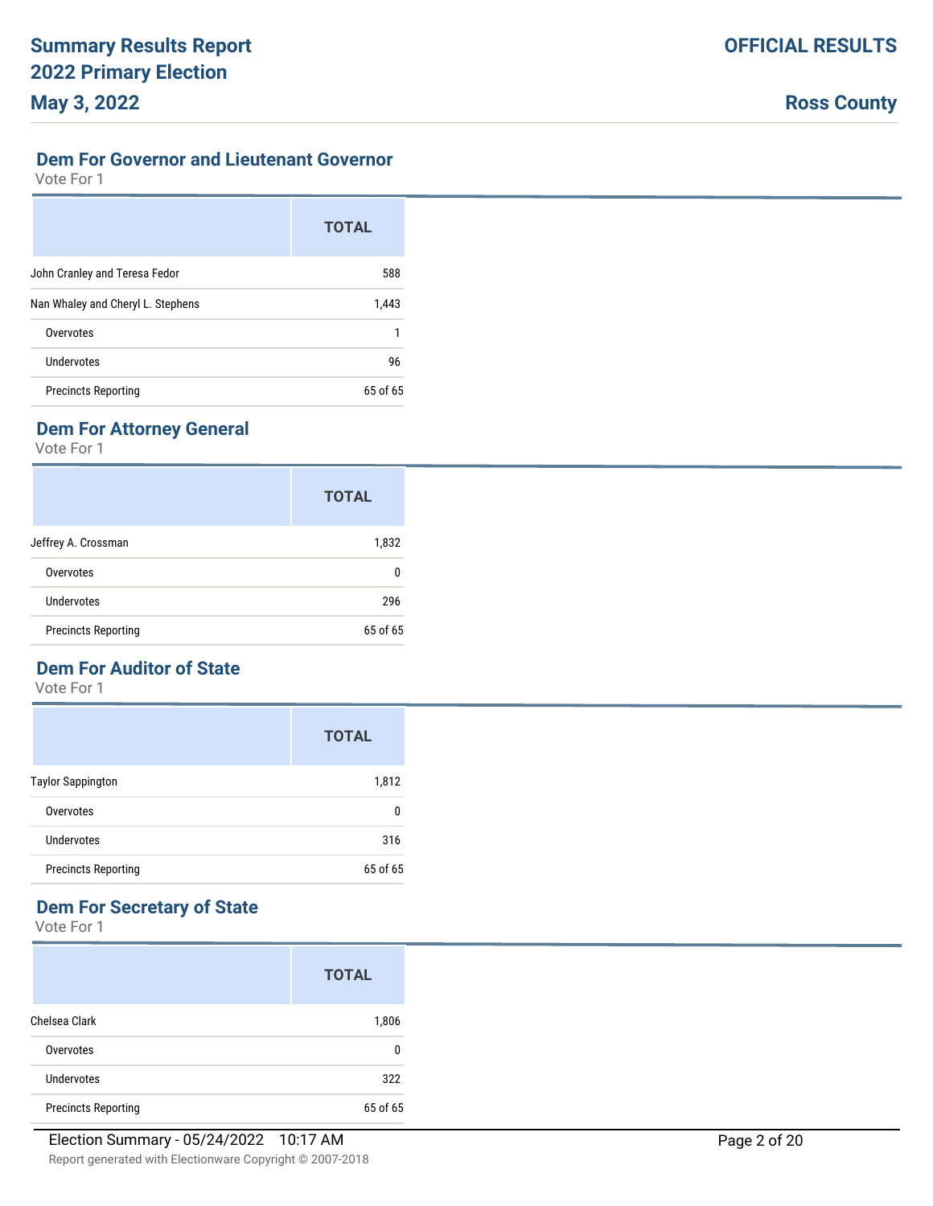# Summary Results Report
# 2022 Primary Election
# May 3, 2022

**OFFICIAL RESULTS**

**Ross County**

## Dem For Governor and Lieutenant Governor

Vote For 1

| | TOTAL |
|---|---|
| John Cranley and Teresa Fedor | 588 |
| Nan Whaley and Cheryl L. Stephens | 1,443 |
| Overvotes | 1 |
| Undervotes | 96 |
| Precincts Reporting | 65 of 65 |

## Dem For Attorney General

Vote For 1

| | TOTAL |
|---|---|
| Jeffrey A. Crossman | 1,832 |
| Overvotes | 0 |
| Undervotes | 296 |
| Precincts Reporting | 65 of 65 |

## Dem For Auditor of State

Vote For 1

| | TOTAL |
|---|---|
| Taylor Sappington | 1,812 |
| Overvotes | 0 |
| Undervotes | 316 |
| Precincts Reporting | 65 of 65 |

## Dem For Secretary of State

Vote For 1

| | TOTAL |
|---|---|
| Chelsea Clark | 1,806 |
| Overvotes | 0 |
| Undervotes | 322 |
| Precincts Reporting | 65 of 65 |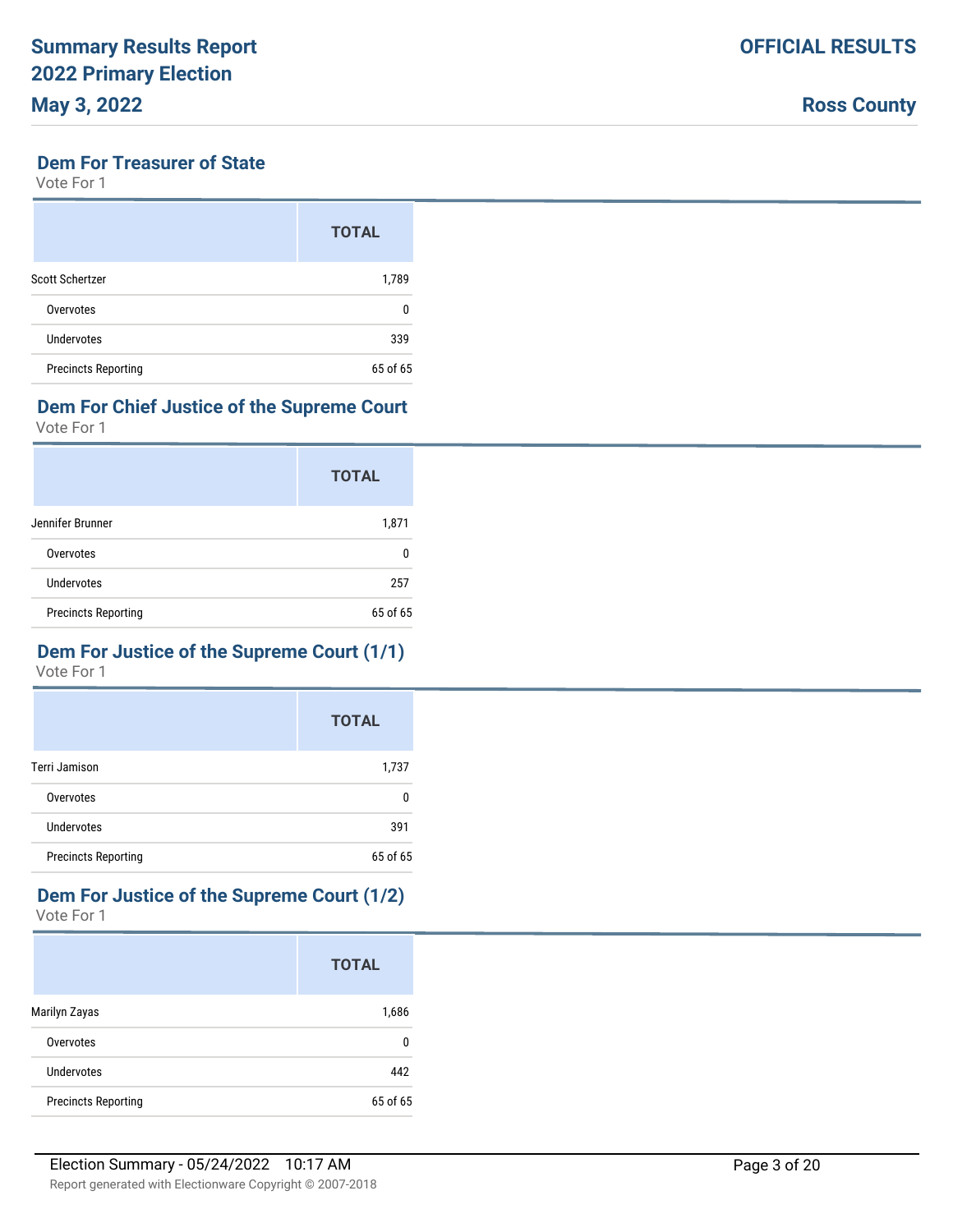# Summary Results Report
# 2022 Primary Election
# May 3, 2022

**OFFICIAL RESULTS**

**Ross County**

## Dem For Treasurer of State

Vote For 1

| | TOTAL |
|---|---|
| Scott Schertzer | 1,789 |
| Overvotes | 0 |
| Undervotes | 339 |
| Precincts Reporting | 65 of 65 |

## Dem For Chief Justice of the Supreme Court

Vote For 1

| | TOTAL |
|---|---|
| Jennifer Brunner | 1,871 |
| Overvotes | 0 |
| Undervotes | 257 |
| Precincts Reporting | 65 of 65 |

## Dem For Justice of the Supreme Court (1/1)

Vote For 1

| | TOTAL |
|---|---|
| Terri Jamison | 1,737 |
| Overvotes | 0 |
| Undervotes | 391 |
| Precincts Reporting | 65 of 65 |

## Dem For Justice of the Supreme Court (1/2)

Vote For 1

| | TOTAL |
|---|---|
| Marilyn Zayas | 1,686 |
| Overvotes | 0 |
| Undervotes | 442 |
| Precincts Reporting | 65 of 65 |

Election Summary - 05/24/2022 10:17 AM

Report generated with Electionware Copyright © 2007-2018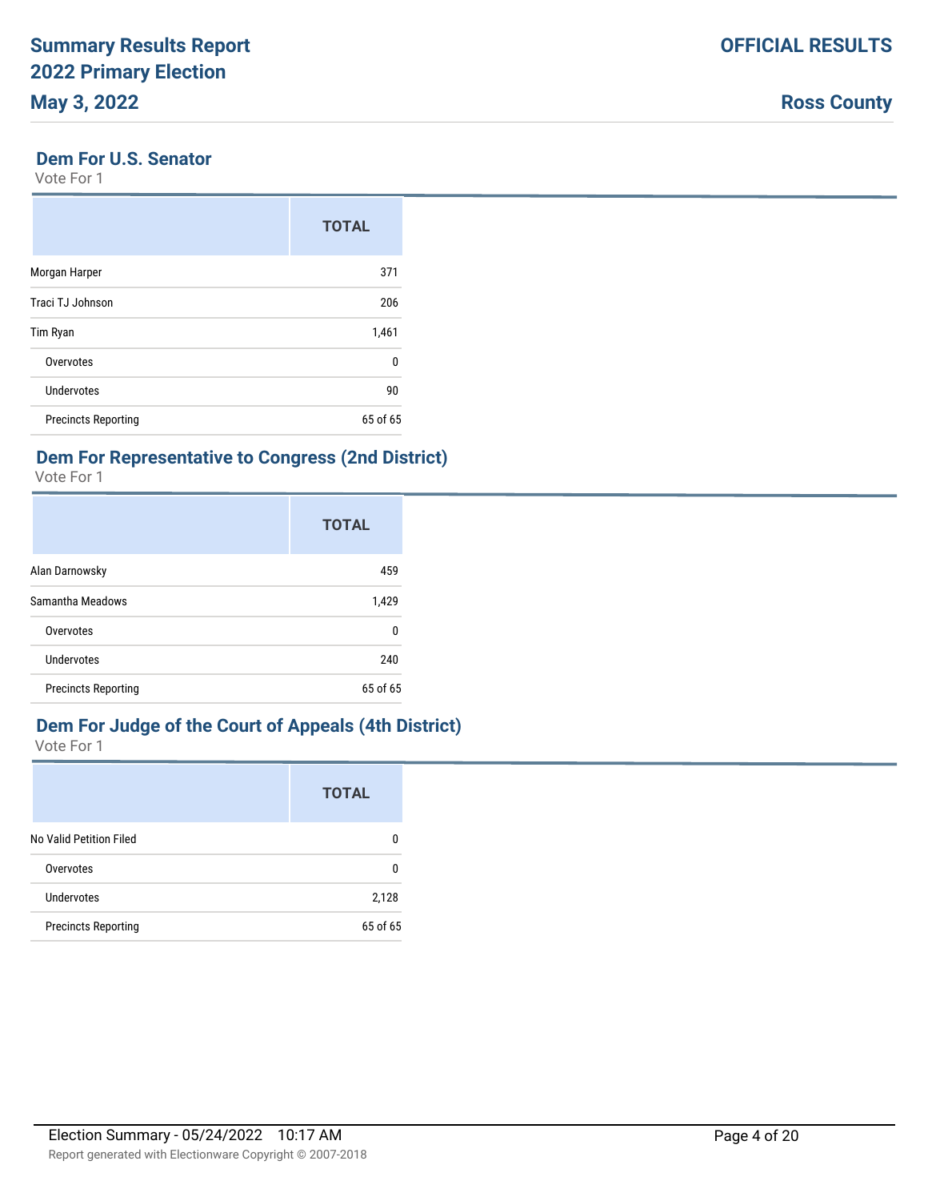# Summary Results Report 2022 Primary Election

**May 3, 2022**

**OFFICIAL RESULTS**

**Ross County**

## Dem For U.S. Senator

Vote For 1

| | TOTAL |
|---|---|
| Morgan Harper | 371 |
| Traci TJ Johnson | 206 |
| Tim Ryan | 1,461 |
| Overvotes | 0 |
| Undervotes | 90 |
| Precincts Reporting | 65 of 65 |

## Dem For Representative to Congress (2nd District)

Vote For 1

| | TOTAL |
|---|---|
| Alan Darnowsky | 459 |
| Samantha Meadows | 1,429 |
| Overvotes | 0 |
| Undervotes | 240 |
| Precincts Reporting | 65 of 65 |

## Dem For Judge of the Court of Appeals (4th District)

Vote For 1

| | TOTAL |
|---|---|
| No Valid Petition Filed | 0 |
| Overvotes | 0 |
| Undervotes | 2,128 |
| Precincts Reporting | 65 of 65 |

Election Summary - 05/24/2022 10:17 AM

Report generated with Electionware Copyright © 2007-2018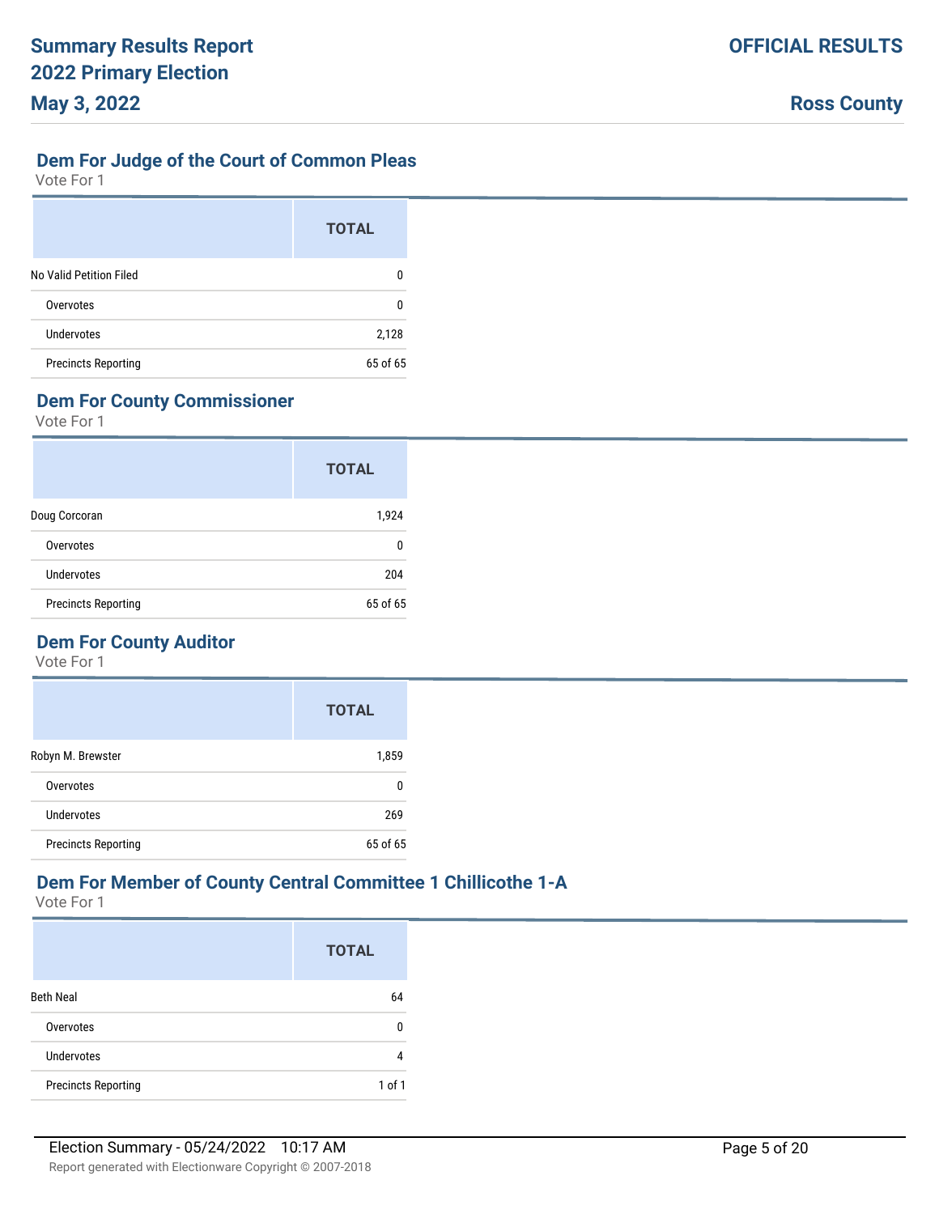# Summary Results Report
# 2022 Primary Election
# May 3, 2022

**OFFICIAL RESULTS**

**Ross County**

## Dem For Judge of the Court of Common Pleas

Vote For 1

| | TOTAL |
|---|---|
| No Valid Petition Filed | 0 |
| Overvotes | 0 |
| Undervotes | 2,128 |
| Precincts Reporting | 65 of 65 |

## Dem For County Commissioner

Vote For 1

| | TOTAL |
|---|---|
| Doug Corcoran | 1,924 |
| Overvotes | 0 |
| Undervotes | 204 |
| Precincts Reporting | 65 of 65 |

## Dem For County Auditor

Vote For 1

| | TOTAL |
|---|---|
| Robyn M. Brewster | 1,859 |
| Overvotes | 0 |
| Undervotes | 269 |
| Precincts Reporting | 65 of 65 |

## Dem For Member of County Central Committee 1 Chillicothe 1-A

Vote For 1

| | TOTAL |
|---|---|
| Beth Neal | 64 |
| Overvotes | 0 |
| Undervotes | 4 |
| Precincts Reporting | 1 of 1 |

Election Summary - 05/24/2022 10:17 AM

Report generated with Electionware Copyright © 2007-2018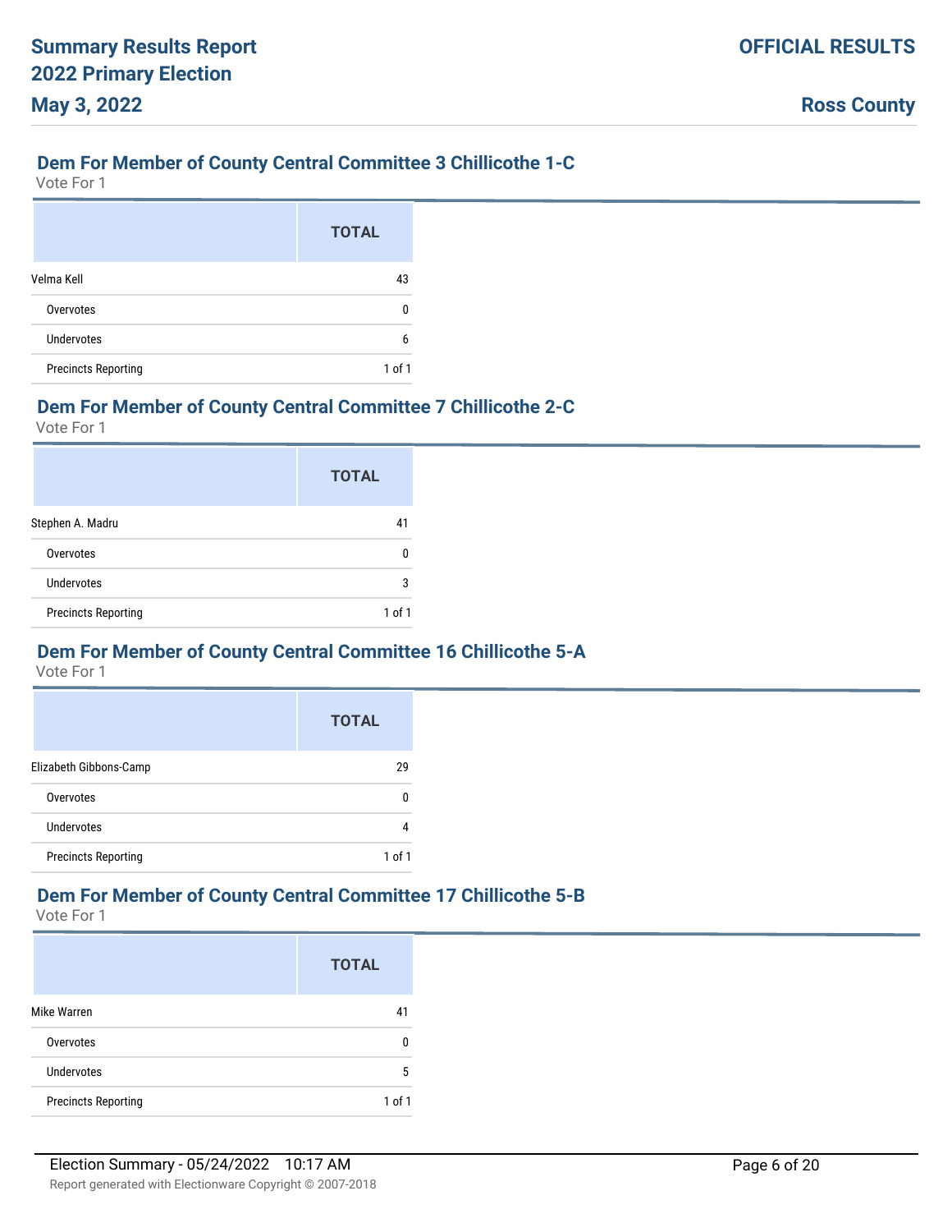### Dem For Member of County Central Committee 3 Chillicothe 1-C

Vote For 1

| | TOTAL |
|---|---|
| Velma Kell | 43 |
| Overvotes | 0 |
| Undervotes | 6 |
| Precincts Reporting | 1 of 1 |

### Dem For Member of County Central Committee 7 Chillicothe 2-C

Vote For 1

| | TOTAL |
|---|---|
| Stephen A. Madru | 41 |
| Overvotes | 0 |
| Undervotes | 3 |
| Precincts Reporting | 1 of 1 |

### Dem For Member of County Central Committee 16 Chillicothe 5-A

Vote For 1

| | TOTAL |
|---|---|
| Elizabeth Gibbons-Camp | 29 |
| Overvotes | 0 |
| Undervotes | 4 |
| Precincts Reporting | 1 of 1 |

### Dem For Member of County Central Committee 17 Chillicothe 5-B

Vote For 1

| | TOTAL |
|---|---|
| Mike Warren | 41 |
| Overvotes | 0 |
| Undervotes | 5 |
| Precincts Reporting | 1 of 1 |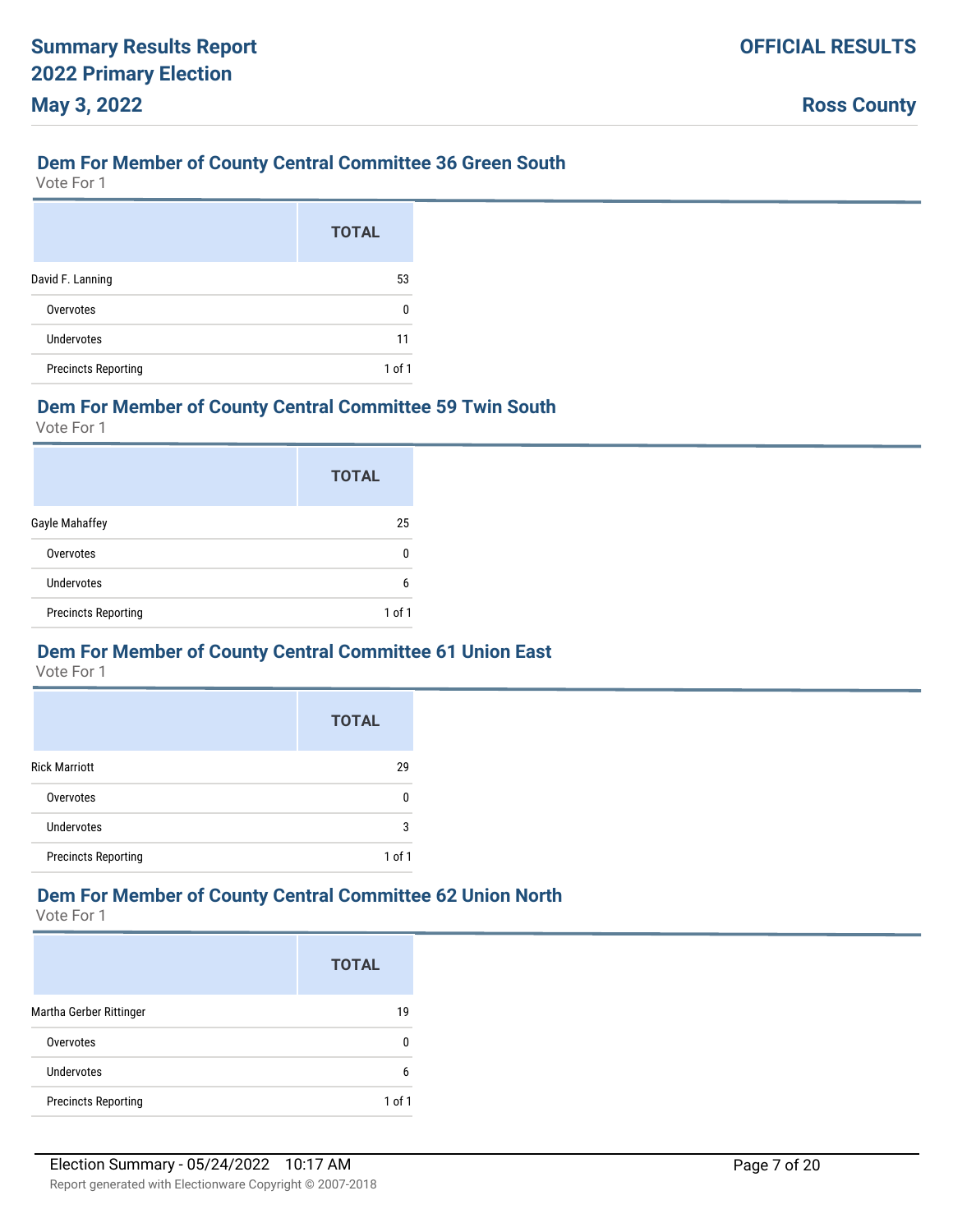## Dem For Member of County Central Committee 36 Green South

Vote For 1

| | TOTAL |
|---|---|
| David F. Lanning | 53 |
| Overvotes | 0 |
| Undervotes | 11 |
| Precincts Reporting | 1 of 1 |

## Dem For Member of County Central Committee 59 Twin South

Vote For 1

| | TOTAL |
|---|---|
| Gayle Mahaffey | 25 |
| Overvotes | 0 |
| Undervotes | 6 |
| Precincts Reporting | 1 of 1 |

## Dem For Member of County Central Committee 61 Union East

Vote For 1

| | TOTAL |
|---|---|
| Rick Marriott | 29 |
| Overvotes | 0 |
| Undervotes | 3 |
| Precincts Reporting | 1 of 1 |

## Dem For Member of County Central Committee 62 Union North

Vote For 1

| | TOTAL |
|---|---|
| Martha Gerber Rittinger | 19 |
| Overvotes | 0 |
| Undervotes | 6 |
| Precincts Reporting | 1 of 1 |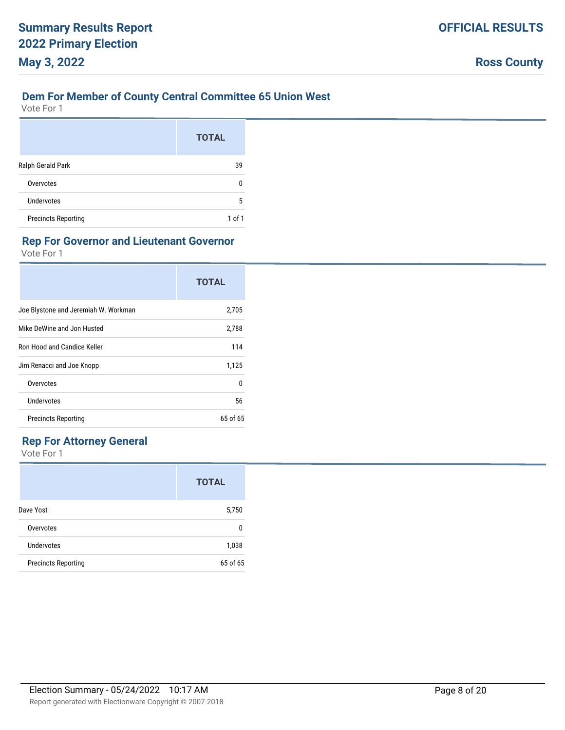## Dem For Member of County Central Committee 65 Union West

Vote For 1

| | TOTAL |
|---|---|
| Ralph Gerald Park | 39 |
| Overvotes | 0 |
| Undervotes | 5 |
| Precincts Reporting | 1 of 1 |

## Rep For Governor and Lieutenant Governor

Vote For 1

| | TOTAL |
|---|---|
| Joe Blystone and Jeremiah W. Workman | 2,705 |
| Mike DeWine and Jon Husted | 2,788 |
| Ron Hood and Candice Keller | 114 |
| Jim Renacci and Joe Knopp | 1,125 |
| Overvotes | 0 |
| Undervotes | 56 |
| Precincts Reporting | 65 of 65 |

## Rep For Attorney General

Vote For 1

| | TOTAL |
|---|---|
| Dave Yost | 5,750 |
| Overvotes | 0 |
| Undervotes | 1,038 |
| Precincts Reporting | 65 of 65 |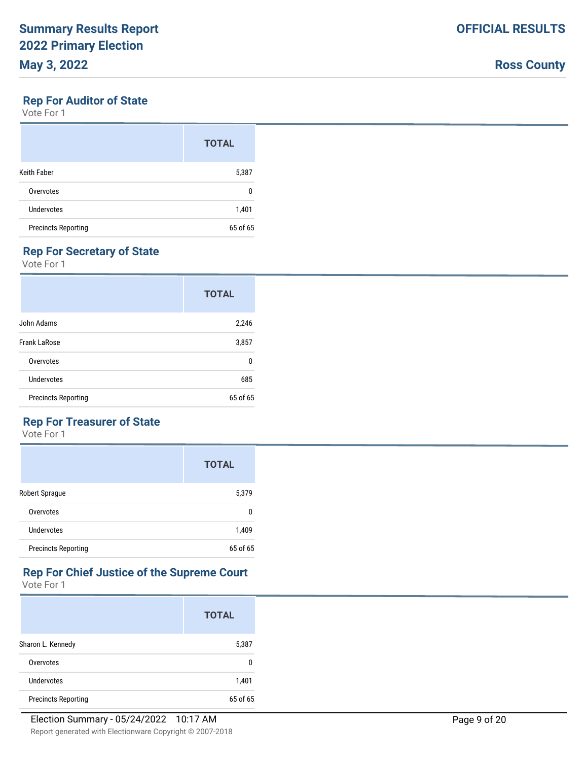## Rep For Auditor of State

Vote For 1

| | TOTAL |
|---|---|
| Keith Faber | 5,387 |
| Overvotes | 0 |
| Undervotes | 1,401 |
| Precincts Reporting | 65 of 65 |

## Rep For Secretary of State

Vote For 1

| | TOTAL |
|---|---|
| John Adams | 2,246 |
| Frank LaRose | 3,857 |
| Overvotes | 0 |
| Undervotes | 685 |
| Precincts Reporting | 65 of 65 |

## Rep For Treasurer of State

Vote For 1

| | TOTAL |
|---|---|
| Robert Sprague | 5,379 |
| Overvotes | 0 |
| Undervotes | 1,409 |
| Precincts Reporting | 65 of 65 |

## Rep For Chief Justice of the Supreme Court

Vote For 1

| | TOTAL |
|---|---|
| Sharon L. Kennedy | 5,387 |
| Overvotes | 0 |
| Undervotes | 1,401 |
| Precincts Reporting | 65 of 65 |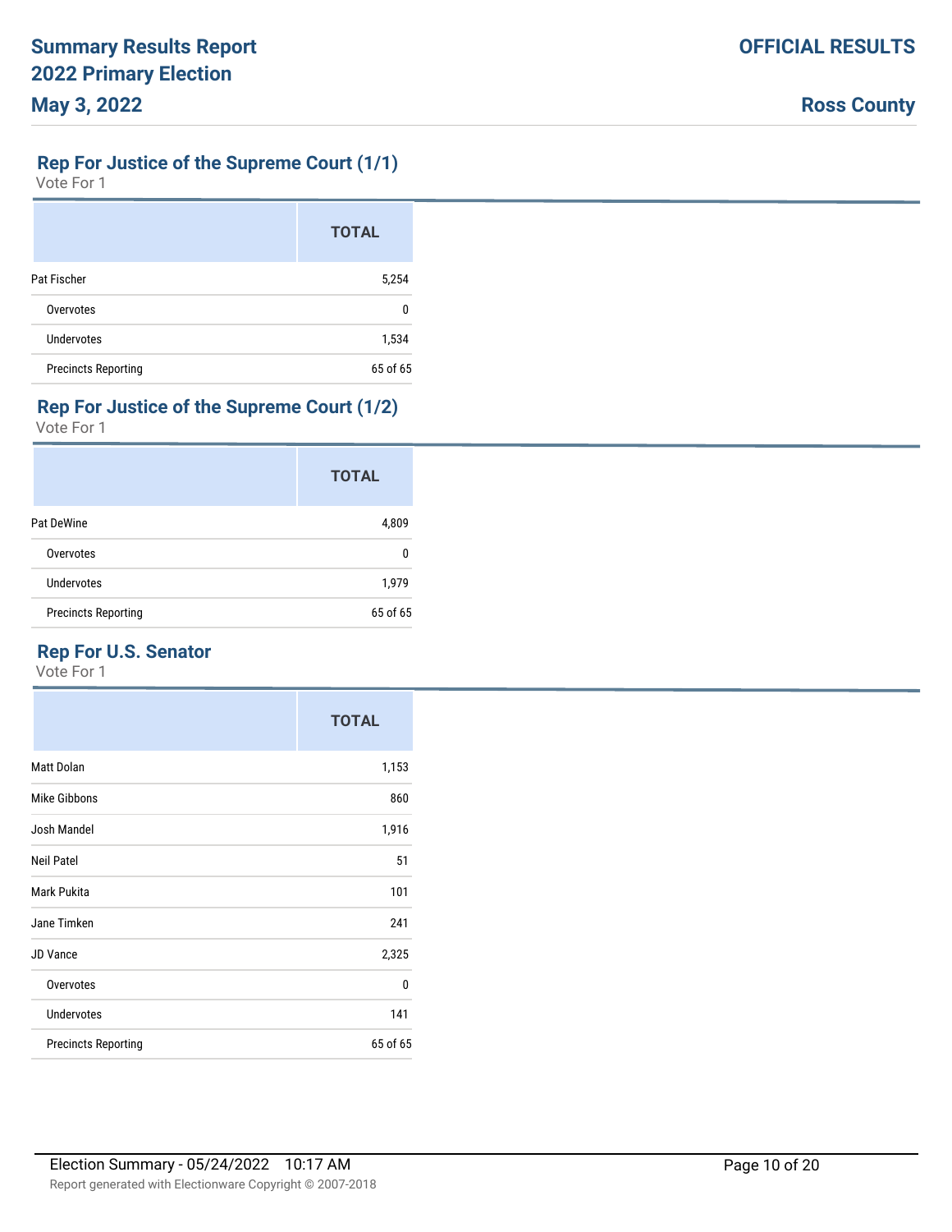## Rep For Justice of the Supreme Court (1/1)

Vote For 1

| | TOTAL |
|---|---|
| Pat Fischer | 5,254 |
| Overvotes | 0 |
| Undervotes | 1,534 |
| Precincts Reporting | 65 of 65 |

## Rep For Justice of the Supreme Court (1/2)

Vote For 1

| | TOTAL |
|---|---|
| Pat DeWine | 4,809 |
| Overvotes | 0 |
| Undervotes | 1,979 |
| Precincts Reporting | 65 of 65 |

## Rep For U.S. Senator

Vote For 1

| | TOTAL |
|---|---|
| Matt Dolan | 1,153 |
| Mike Gibbons | 860 |
| Josh Mandel | 1,916 |
| Neil Patel | 51 |
| Mark Pukita | 101 |
| Jane Timken | 241 |
| JD Vance | 2,325 |
| Overvotes | 0 |
| Undervotes | 141 |
| Precincts Reporting | 65 of 65 |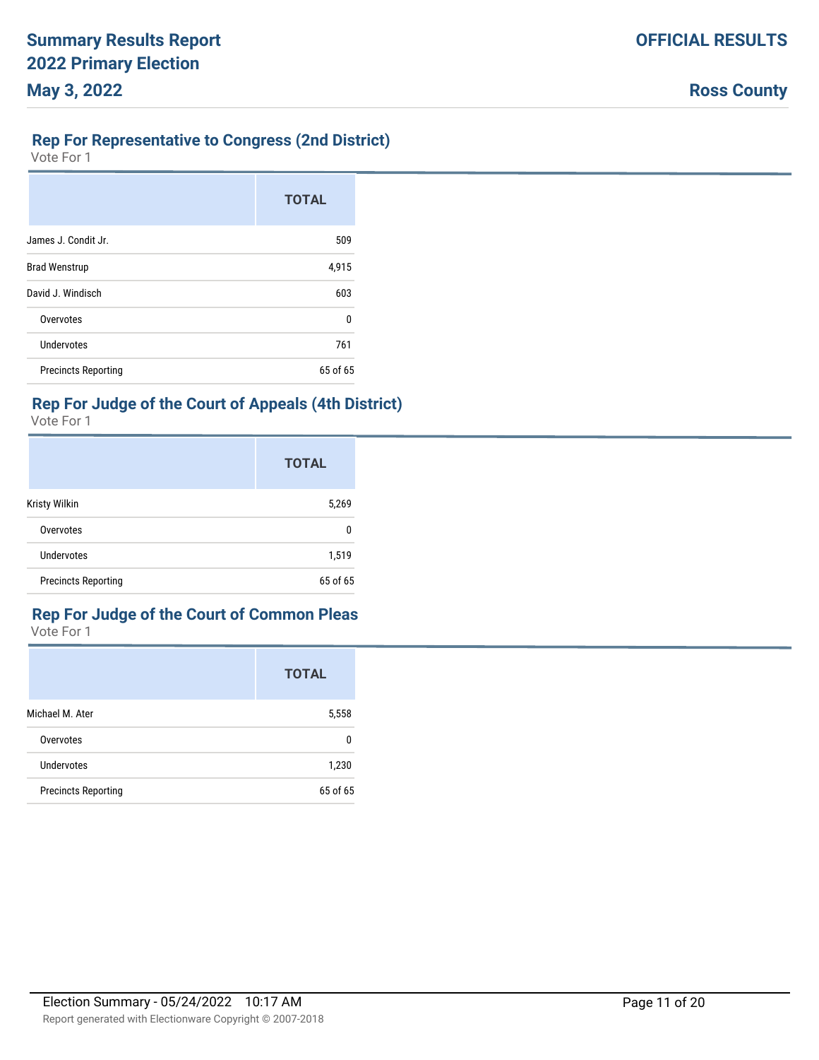# Summary Results Report
# 2022 Primary Election
# May 3, 2022

**OFFICIAL RESULTS**

**Ross County**

## Rep For Representative to Congress (2nd District)

Vote For 1

| | TOTAL |
|---|---|
| James J. Condit Jr. | 509 |
| Brad Wenstrup | 4,915 |
| David J. Windisch | 603 |
| Overvotes | 0 |
| Undervotes | 761 |
| Precincts Reporting | 65 of 65 |

## Rep For Judge of the Court of Appeals (4th District)

Vote For 1

| | TOTAL |
|---|---|
| Kristy Wilkin | 5,269 |
| Overvotes | 0 |
| Undervotes | 1,519 |
| Precincts Reporting | 65 of 65 |

## Rep For Judge of the Court of Common Pleas

Vote For 1

| | TOTAL |
|---|---|
| Michael M. Ater | 5,558 |
| Overvotes | 0 |
| Undervotes | 1,230 |
| Precincts Reporting | 65 of 65 |

Election Summary - 05/24/2022 10:17 AM

Report generated with Electionware Copyright © 2007-2018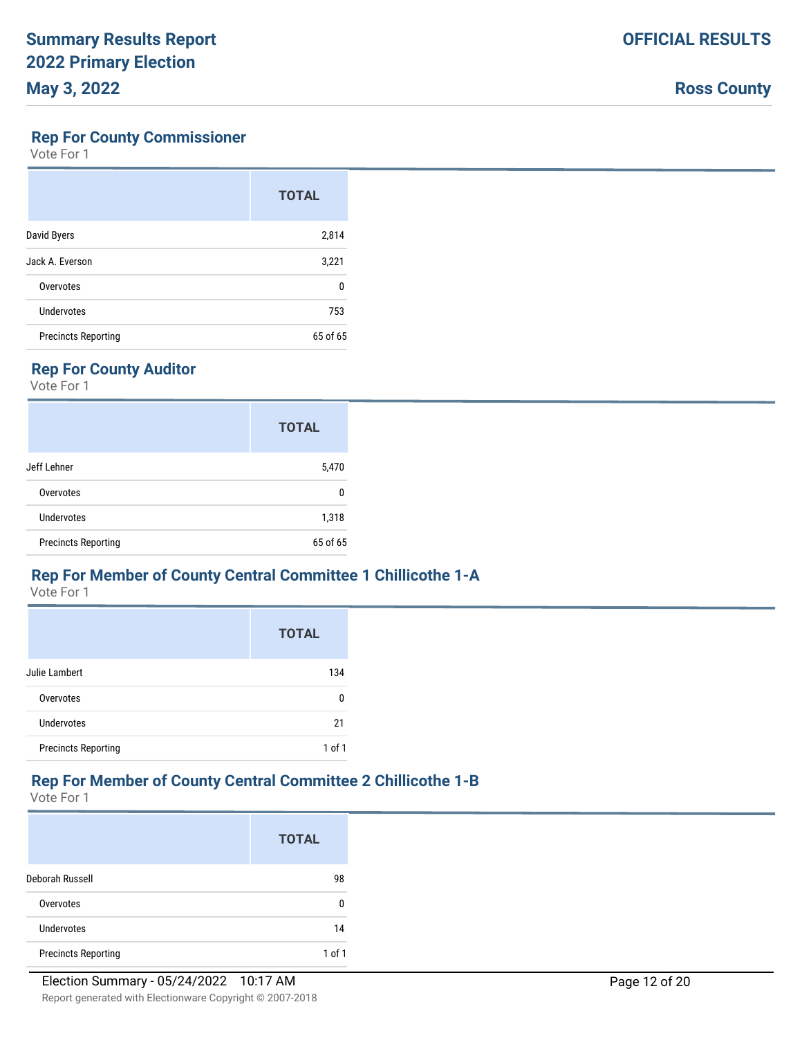## Rep For County Commissioner

Vote For 1

| | TOTAL |
|---|---|
| David Byers | 2,814 |
| Jack A. Everson | 3,221 |
| Overvotes | 0 |
| Undervotes | 753 |
| Precincts Reporting | 65 of 65 |

## Rep For County Auditor

Vote For 1

| | TOTAL |
|---|---|
| Jeff Lehner | 5,470 |
| Overvotes | 0 |
| Undervotes | 1,318 |
| Precincts Reporting | 65 of 65 |

## Rep For Member of County Central Committee 1 Chillicothe 1-A

Vote For 1

| | TOTAL |
|---|---|
| Julie Lambert | 134 |
| Overvotes | 0 |
| Undervotes | 21 |
| Precincts Reporting | 1 of 1 |

## Rep For Member of County Central Committee 2 Chillicothe 1-B

Vote For 1

| | TOTAL |
|---|---|
| Deborah Russell | 98 |
| Overvotes | 0 |
| Undervotes | 14 |
| Precincts Reporting | 1 of 1 |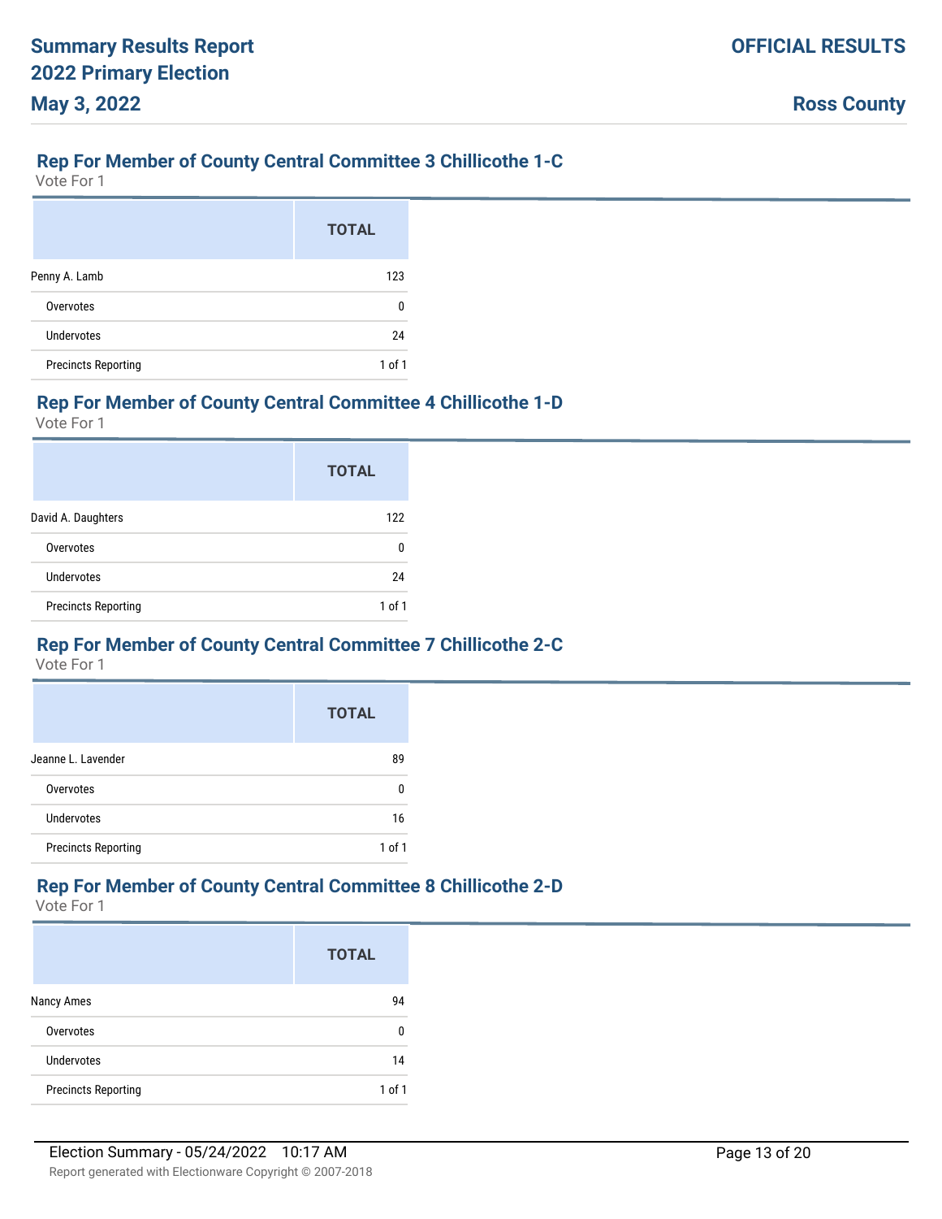## Rep For Member of County Central Committee 3 Chillicothe 1-C

Vote For 1

| | TOTAL |
|---|---|
| Penny A. Lamb | 123 |
| Overvotes | 0 |
| Undervotes | 24 |
| Precincts Reporting | 1 of 1 |

## Rep For Member of County Central Committee 4 Chillicothe 1-D

Vote For 1

| | TOTAL |
|---|---|
| David A. Daughters | 122 |
| Overvotes | 0 |
| Undervotes | 24 |
| Precincts Reporting | 1 of 1 |

## Rep For Member of County Central Committee 7 Chillicothe 2-C

Vote For 1

| | TOTAL |
|---|---|
| Jeanne L. Lavender | 89 |
| Overvotes | 0 |
| Undervotes | 16 |
| Precincts Reporting | 1 of 1 |

## Rep For Member of County Central Committee 8 Chillicothe 2-D

Vote For 1

| | TOTAL |
|---|---|
| Nancy Ames | 94 |
| Overvotes | 0 |
| Undervotes | 14 |
| Precincts Reporting | 1 of 1 |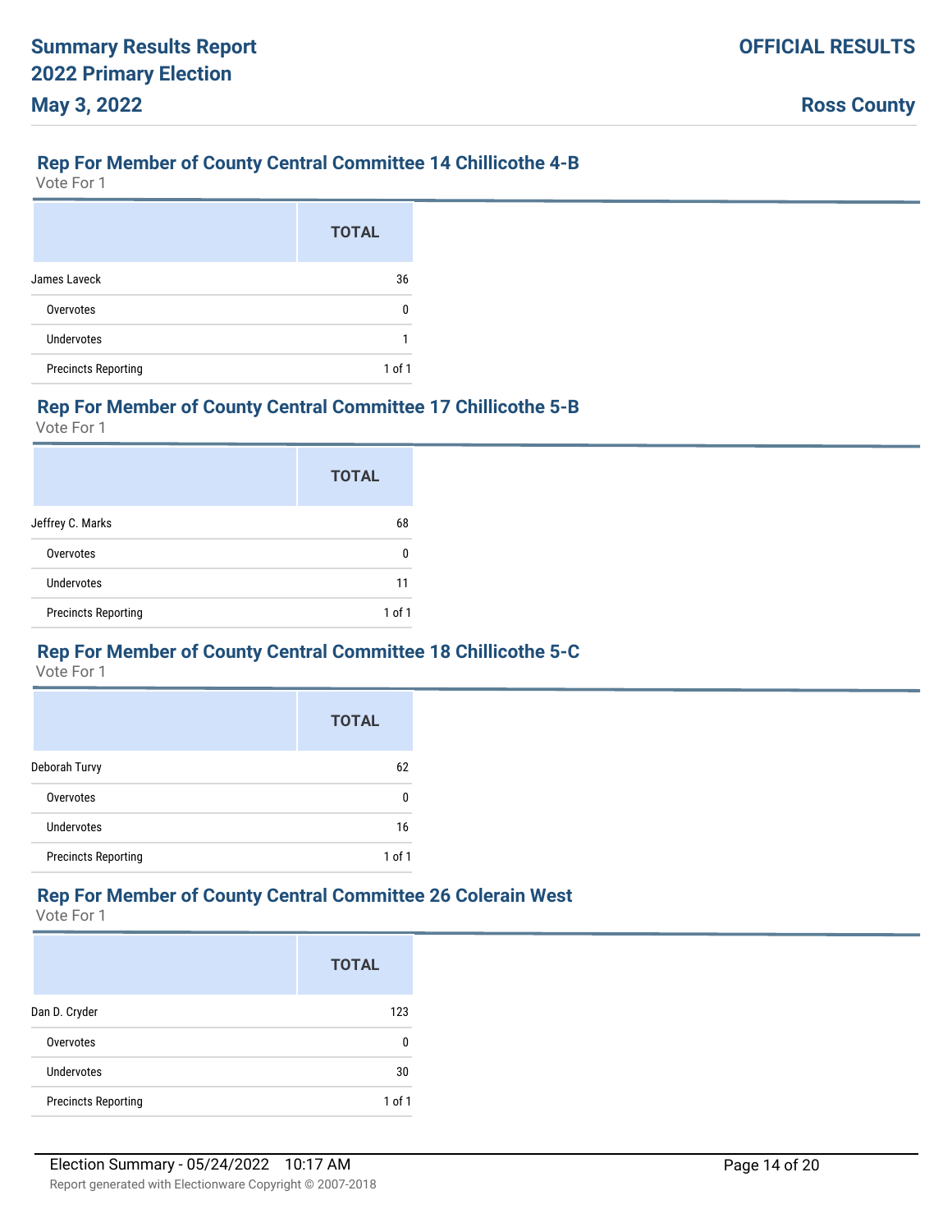## Rep For Member of County Central Committee 14 Chillicothe 4-B

Vote For 1

| | TOTAL |
|---|---|
| James Laveck | 36 |
| Overvotes | 0 |
| Undervotes | 1 |
| Precincts Reporting | 1 of 1 |

## Rep For Member of County Central Committee 17 Chillicothe 5-B

Vote For 1

| | TOTAL |
|---|---|
| Jeffrey C. Marks | 68 |
| Overvotes | 0 |
| Undervotes | 11 |
| Precincts Reporting | 1 of 1 |

## Rep For Member of County Central Committee 18 Chillicothe 5-C

Vote For 1

| | TOTAL |
|---|---|
| Deborah Turvy | 62 |
| Overvotes | 0 |
| Undervotes | 16 |
| Precincts Reporting | 1 of 1 |

## Rep For Member of County Central Committee 26 Colerain West

Vote For 1

| | TOTAL |
|---|---|
| Dan D. Cryder | 123 |
| Overvotes | 0 |
| Undervotes | 30 |
| Precincts Reporting | 1 of 1 |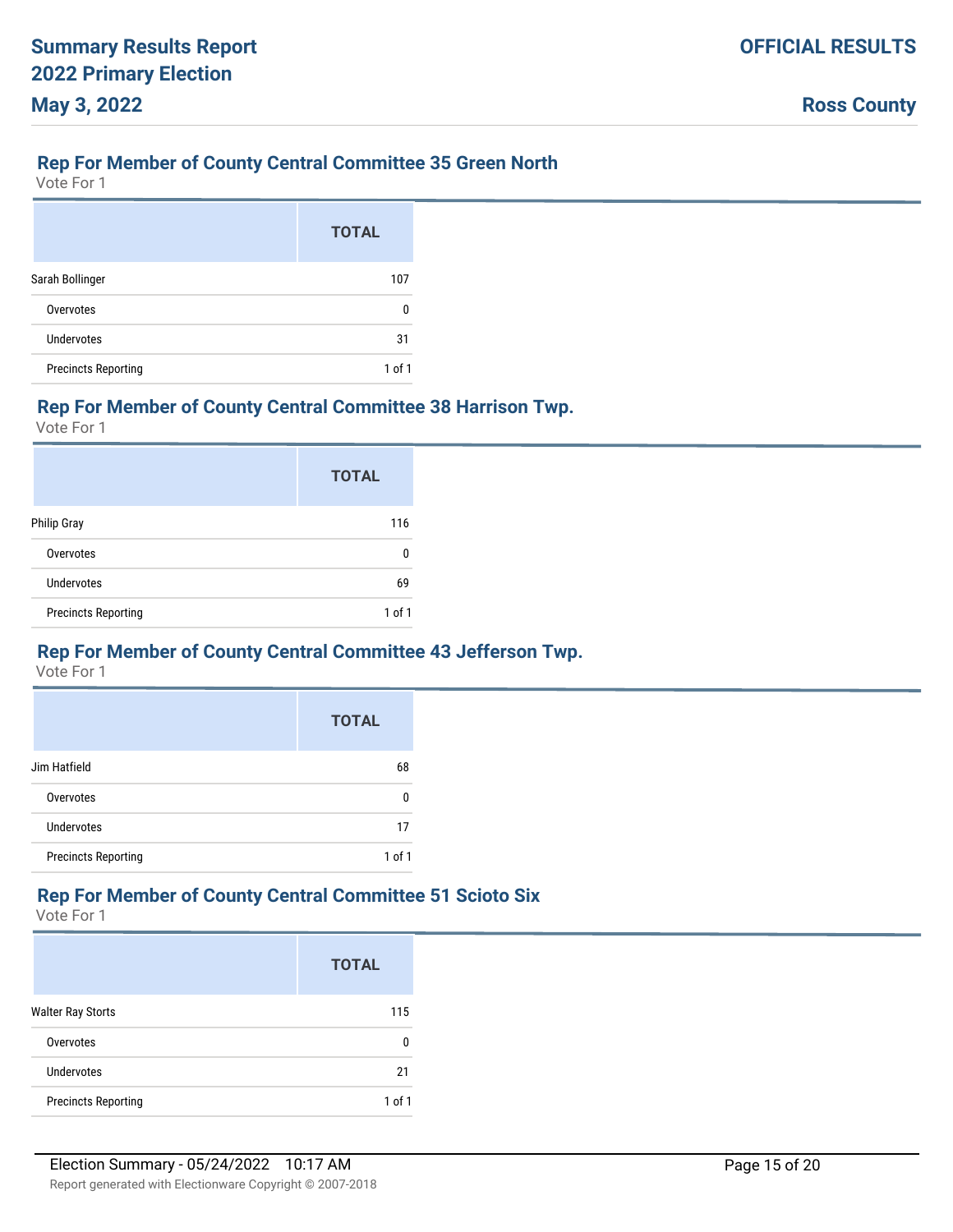## Rep For Member of County Central Committee 35 Green North

Vote For 1

| | TOTAL |
|---|---|
| Sarah Bollinger | 107 |
| Overvotes | 0 |
| Undervotes | 31 |
| Precincts Reporting | 1 of 1 |

## Rep For Member of County Central Committee 38 Harrison Twp.

Vote For 1

| | TOTAL |
|---|---|
| Philip Gray | 116 |
| Overvotes | 0 |
| Undervotes | 69 |
| Precincts Reporting | 1 of 1 |

## Rep For Member of County Central Committee 43 Jefferson Twp.

Vote For 1

| | TOTAL |
|---|---|
| Jim Hatfield | 68 |
| Overvotes | 0 |
| Undervotes | 17 |
| Precincts Reporting | 1 of 1 |

## Rep For Member of County Central Committee 51 Scioto Six

Vote For 1

| | TOTAL |
|---|---|
| Walter Ray Storts | 115 |
| Overvotes | 0 |
| Undervotes | 21 |
| Precincts Reporting | 1 of 1 |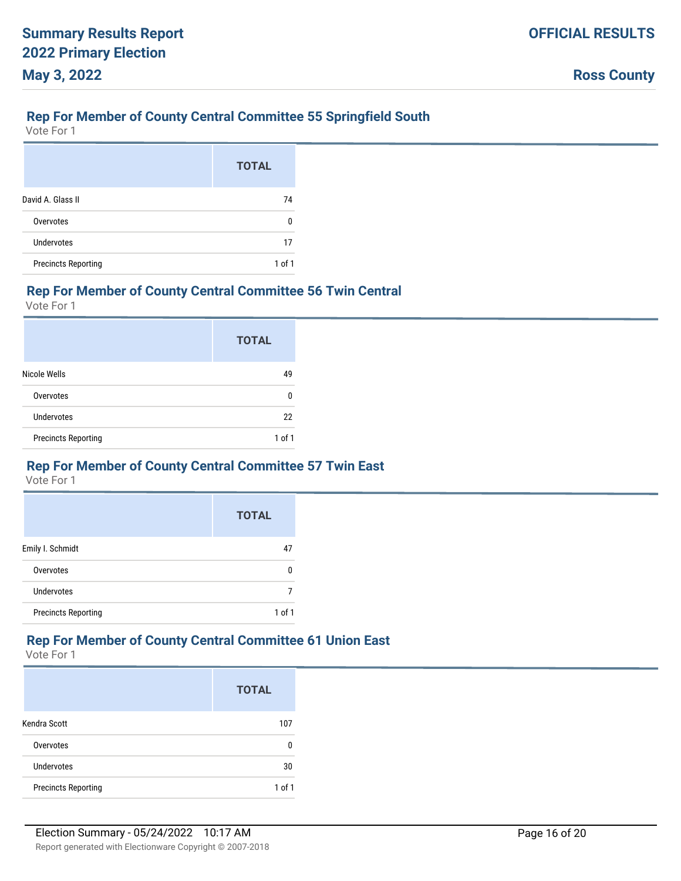## Rep For Member of County Central Committee 55 Springfield South

Vote For 1

| | TOTAL |
|---|---|
| David A. Glass II | 74 |
| Overvotes | 0 |
| Undervotes | 17 |
| Precincts Reporting | 1 of 1 |

## Rep For Member of County Central Committee 56 Twin Central

Vote For 1

| | TOTAL |
|---|---|
| Nicole Wells | 49 |
| Overvotes | 0 |
| Undervotes | 22 |
| Precincts Reporting | 1 of 1 |

## Rep For Member of County Central Committee 57 Twin East

Vote For 1

| | TOTAL |
|---|---|
| Emily I. Schmidt | 47 |
| Overvotes | 0 |
| Undervotes | 7 |
| Precincts Reporting | 1 of 1 |

## Rep For Member of County Central Committee 61 Union East

Vote For 1

| | TOTAL |
|---|---|
| Kendra Scott | 107 |
| Overvotes | 0 |
| Undervotes | 30 |
| Precincts Reporting | 1 of 1 |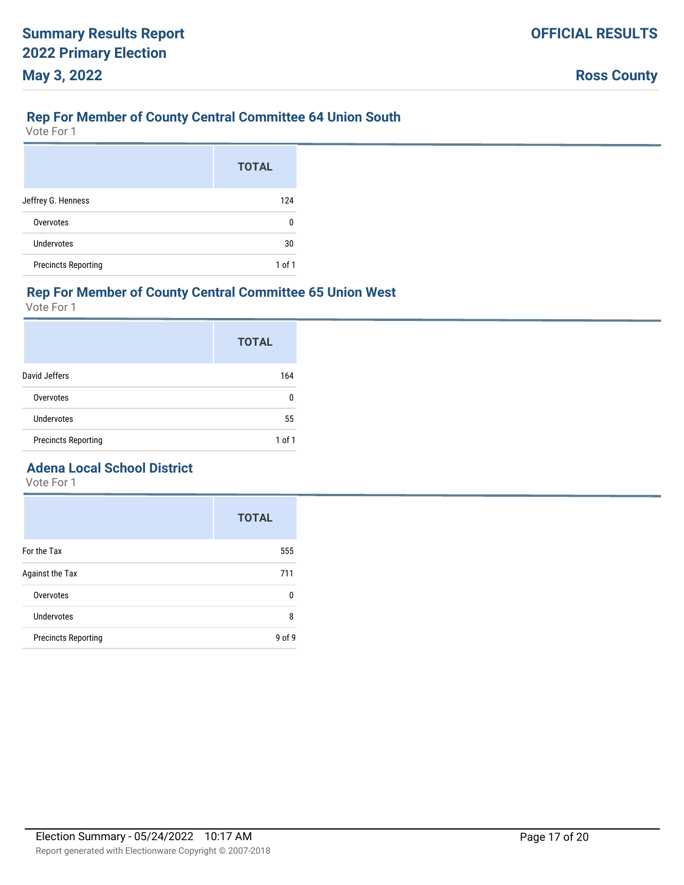## Rep For Member of County Central Committee 64 Union South

Vote For 1

| | TOTAL |
|---|---|
| Jeffrey G. Henness | 124 |
| Overvotes | 0 |
| Undervotes | 30 |
| Precincts Reporting | 1 of 1 |

## Rep For Member of County Central Committee 65 Union West

Vote For 1

| | TOTAL |
|---|---|
| David Jeffers | 164 |
| Overvotes | 0 |
| Undervotes | 55 |
| Precincts Reporting | 1 of 1 |

## Adena Local School District

Vote For 1

| | TOTAL |
|---|---|
| For the Tax | 555 |
| Against the Tax | 711 |
| Overvotes | 0 |
| Undervotes | 8 |
| Precincts Reporting | 9 of 9 |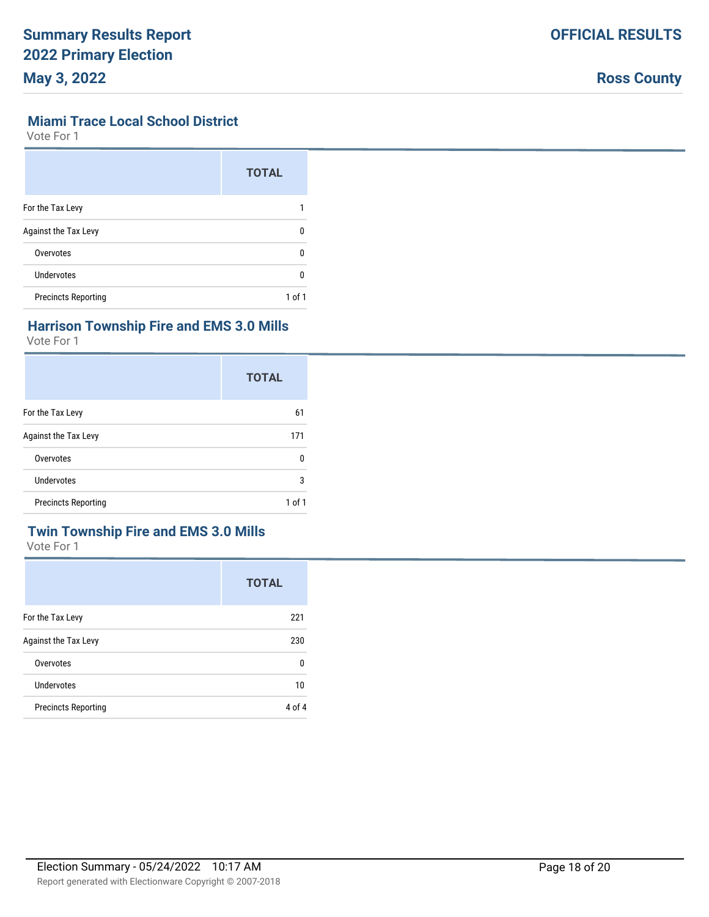## Miami Trace Local School District

Vote For 1

| | TOTAL |
|---|---|
| For the Tax Levy | 1 |
| Against the Tax Levy | 0 |
| Overvotes | 0 |
| Undervotes | 0 |
| Precincts Reporting | 1 of 1 |

## Harrison Township Fire and EMS 3.0 Mills

Vote For 1

| | TOTAL |
|---|---|
| For the Tax Levy | 61 |
| Against the Tax Levy | 171 |
| Overvotes | 0 |
| Undervotes | 3 |
| Precincts Reporting | 1 of 1 |

## Twin Township Fire and EMS 3.0 Mills

Vote For 1

| | TOTAL |
|---|---|
| For the Tax Levy | 221 |
| Against the Tax Levy | 230 |
| Overvotes | 0 |
| Undervotes | 10 |
| Precincts Reporting | 4 of 4 |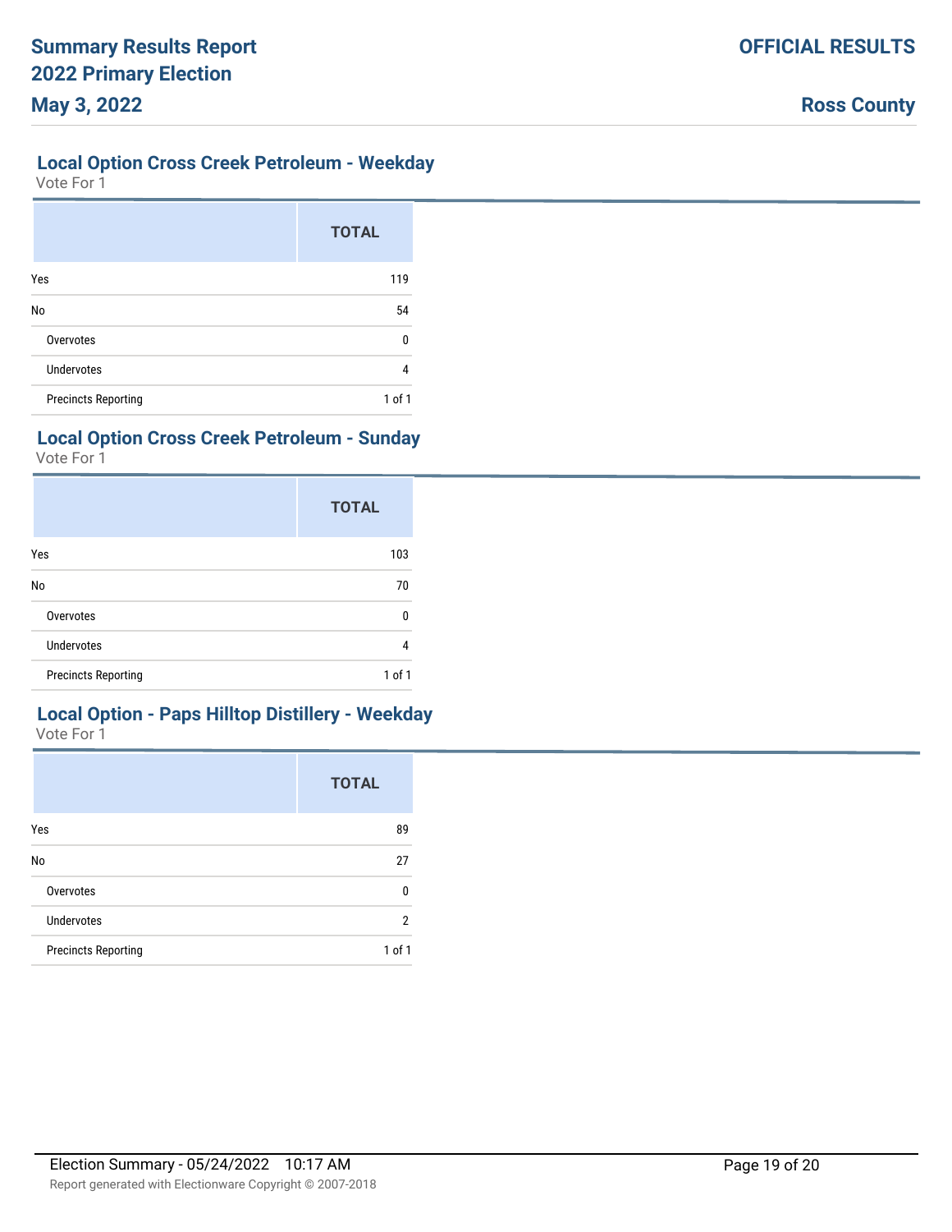## Local Option Cross Creek Petroleum - Weekday

Vote For 1

| | TOTAL |
|---|---|
| Yes | 119 |
| No | 54 |
| Overvotes | 0 |
| Undervotes | 4 |
| Precincts Reporting | 1 of 1 |

## Local Option Cross Creek Petroleum - Sunday

Vote For 1

| | TOTAL |
|---|---|
| Yes | 103 |
| No | 70 |
| Overvotes | 0 |
| Undervotes | 4 |
| Precincts Reporting | 1 of 1 |

## Local Option - Paps Hilltop Distillery - Weekday

Vote For 1

| | TOTAL |
|---|---|
| Yes | 89 |
| No | 27 |
| Overvotes | 0 |
| Undervotes | 2 |
| Precincts Reporting | 1 of 1 |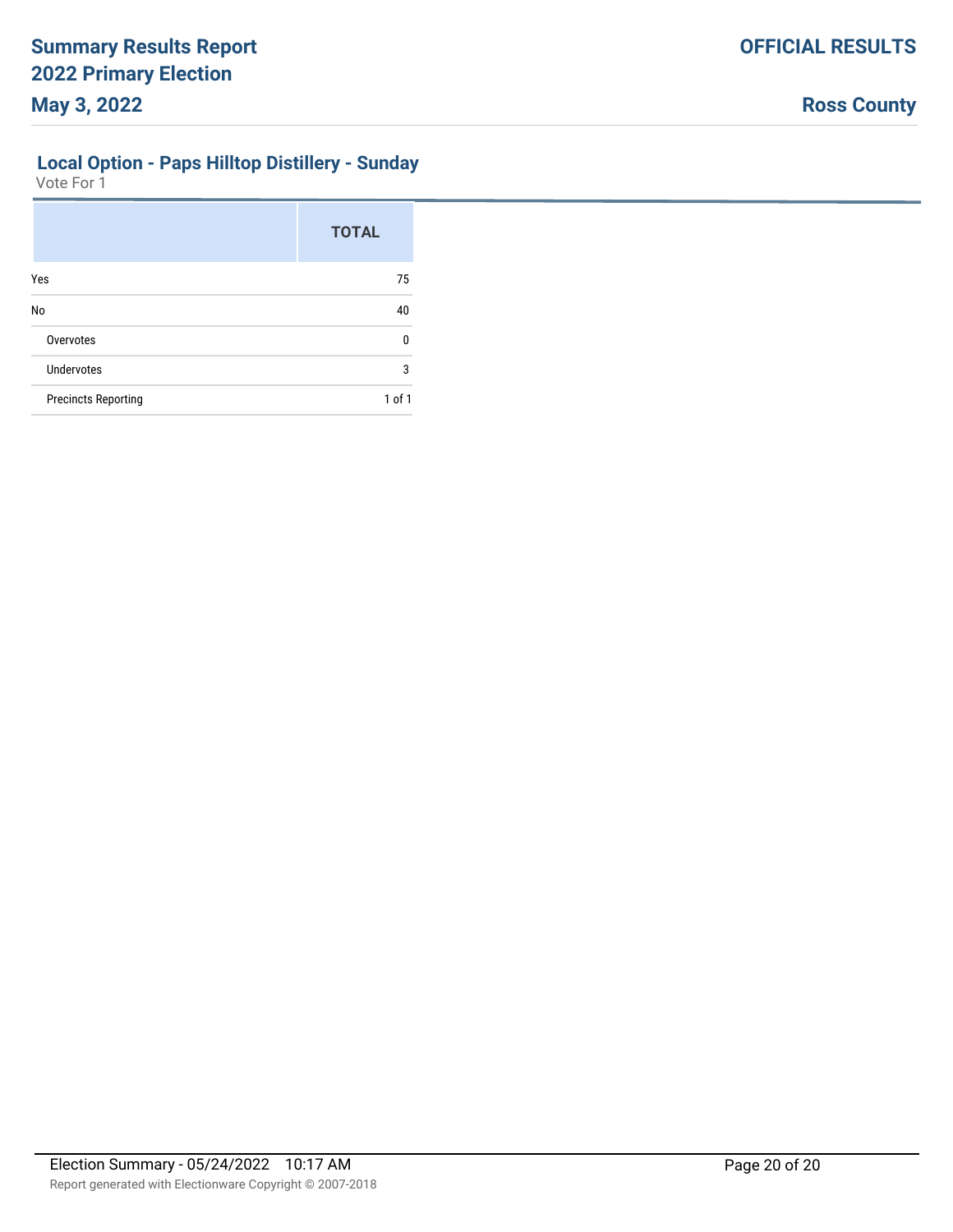## Local Option - Paps Hilltop Distillery - Sunday

Vote For 1

| | TOTAL |
|---|---|
| Yes | 75 |
| No | 40 |
| Overvotes | 0 |
| Undervotes | 3 |
| Precincts Reporting | 1 of 1 |